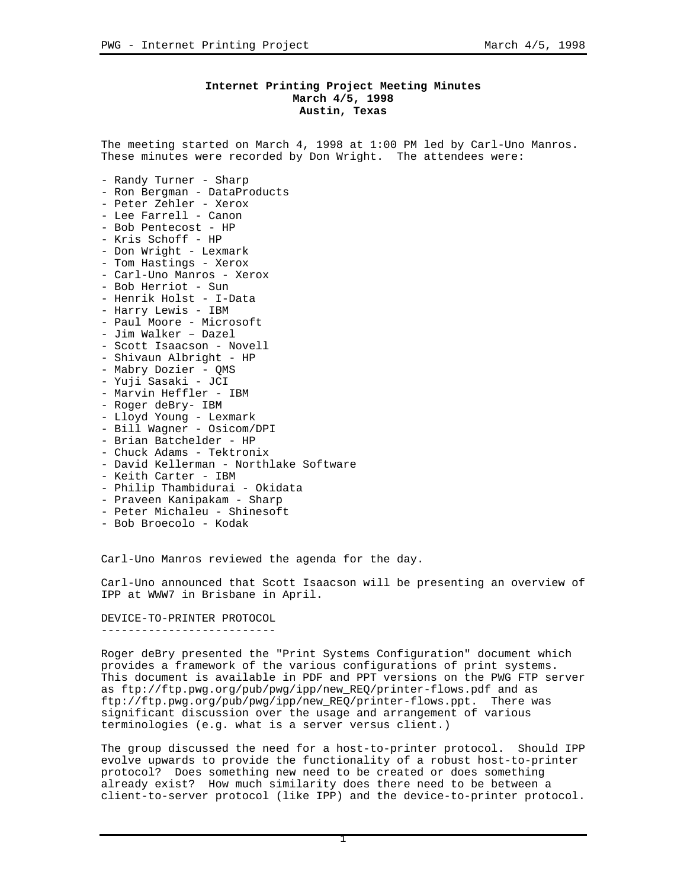# Internet Printing Project Meeting Minutes
## March 4/5, 1998
## Austin, Texas

The meeting started on March 4, 1998 at 1:00 PM led by Carl-Uno Manros. These minutes were recorded by Don Wright. The attendees were:

- Randy Turner - Sharp
- Ron Bergman - DataProducts
- Peter Zehler - Xerox
- Lee Farrell - Canon
- Bob Pentecost - HP
- Kris Schoff - HP
- Don Wright - Lexmark
- Tom Hastings - Xerox
- Carl-Uno Manros - Xerox
- Bob Herriot - Sun
- Henrik Holst - I-Data
- Harry Lewis - IBM
- Paul Moore - Microsoft
- Jim Walker – Dazel
- Scott Isaacson - Novell
- Shivaun Albright - HP
- Mabry Dozier - QMS
- Yuji Sasaki - JCI
- Marvin Heffler - IBM
- Roger deBry- IBM
- Lloyd Young - Lexmark
- Bill Wagner - Osicom/DPI
- Brian Batchelder - HP
- Chuck Adams - Tektronix
- David Kellerman - Northlake Software
- Keith Carter - IBM
- Philip Thambidurai - Okidata
- Praveen Kanipakam - Sharp
- Peter Michaleu - Shinesoft
- Bob Broecolo - Kodak

Carl-Uno Manros reviewed the agenda for the day.

Carl-Uno announced that Scott Isaacson will be presenting an overview of IPP at WWW7 in Brisbane in April.

## DEVICE-TO-PRINTER PROTOCOL

Roger deBry presented the "Print Systems Configuration" document which provides a framework of the various configurations of print systems. This document is available in PDF and PPT versions on the PWG FTP server as ftp://ftp.pwg.org/pub/pwg/ipp/new_REQ/printer-flows.pdf and as ftp://ftp.pwg.org/pub/pwg/ipp/new_REQ/printer-flows.ppt. There was significant discussion over the usage and arrangement of various terminologies (e.g. what is a server versus client.)

The group discussed the need for a host-to-printer protocol. Should IPP evolve upwards to provide the functionality of a robust host-to-printer protocol? Does something new need to be created or does something already exist? How much similarity does there need to be between a client-to-server protocol (like IPP) and the device-to-printer protocol.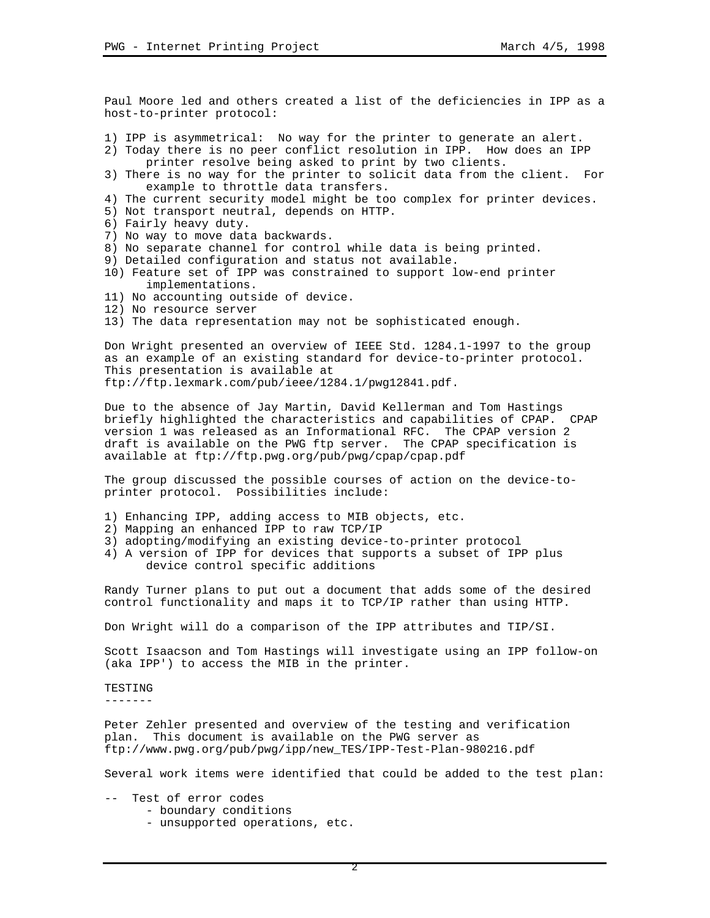Paul Moore led and others created a list of the deficiencies in IPP as a host-to-printer protocol:

1) IPP is asymmetrical: No way for the printer to generate an alert.
2) Today there is no peer conflict resolution in IPP. How does an IPP printer resolve being asked to print by two clients.
3) There is no way for the printer to solicit data from the client. For example to throttle data transfers.
4) The current security model might be too complex for printer devices.
5) Not transport neutral, depends on HTTP.
6) Fairly heavy duty.
7) No way to move data backwards.
8) No separate channel for control while data is being printed.
9) Detailed configuration and status not available.
10) Feature set of IPP was constrained to support low-end printer implementations.
11) No accounting outside of device.
12) No resource server
13) The data representation may not be sophisticated enough.

Don Wright presented an overview of IEEE Std. 1284.1-1997 to the group as an example of an existing standard for device-to-printer protocol. This presentation is available at ftp://ftp.lexmark.com/pub/ieee/1284.1/pwg12841.pdf.

Due to the absence of Jay Martin, David Kellerman and Tom Hastings briefly highlighted the characteristics and capabilities of CPAP. CPAP version 1 was released as an Informational RFC. The CPAP version 2 draft is available on the PWG ftp server. The CPAP specification is available at ftp://ftp.pwg.org/pub/pwg/cpap/cpap.pdf

The group discussed the possible courses of action on the device-to-printer protocol. Possibilities include:

1) Enhancing IPP, adding access to MIB objects, etc.
2) Mapping an enhanced IPP to raw TCP/IP
3) adopting/modifying an existing device-to-printer protocol
4) A version of IPP for devices that supports a subset of IPP plus device control specific additions

Randy Turner plans to put out a document that adds some of the desired control functionality and maps it to TCP/IP rather than using HTTP.

Don Wright will do a comparison of the IPP attributes and TIP/SI.

Scott Isaacson and Tom Hastings will investigate using an IPP follow-on (aka IPP') to access the MIB in the printer.

## TESTING

Peter Zehler presented and overview of the testing and verification plan. This document is available on the PWG server as ftp://www.pwg.org/pub/pwg/ipp/new_TES/IPP-Test-Plan-980216.pdf

Several work items were identified that could be added to the test plan:

- Test of error codes
  - boundary conditions
  - unsupported operations, etc.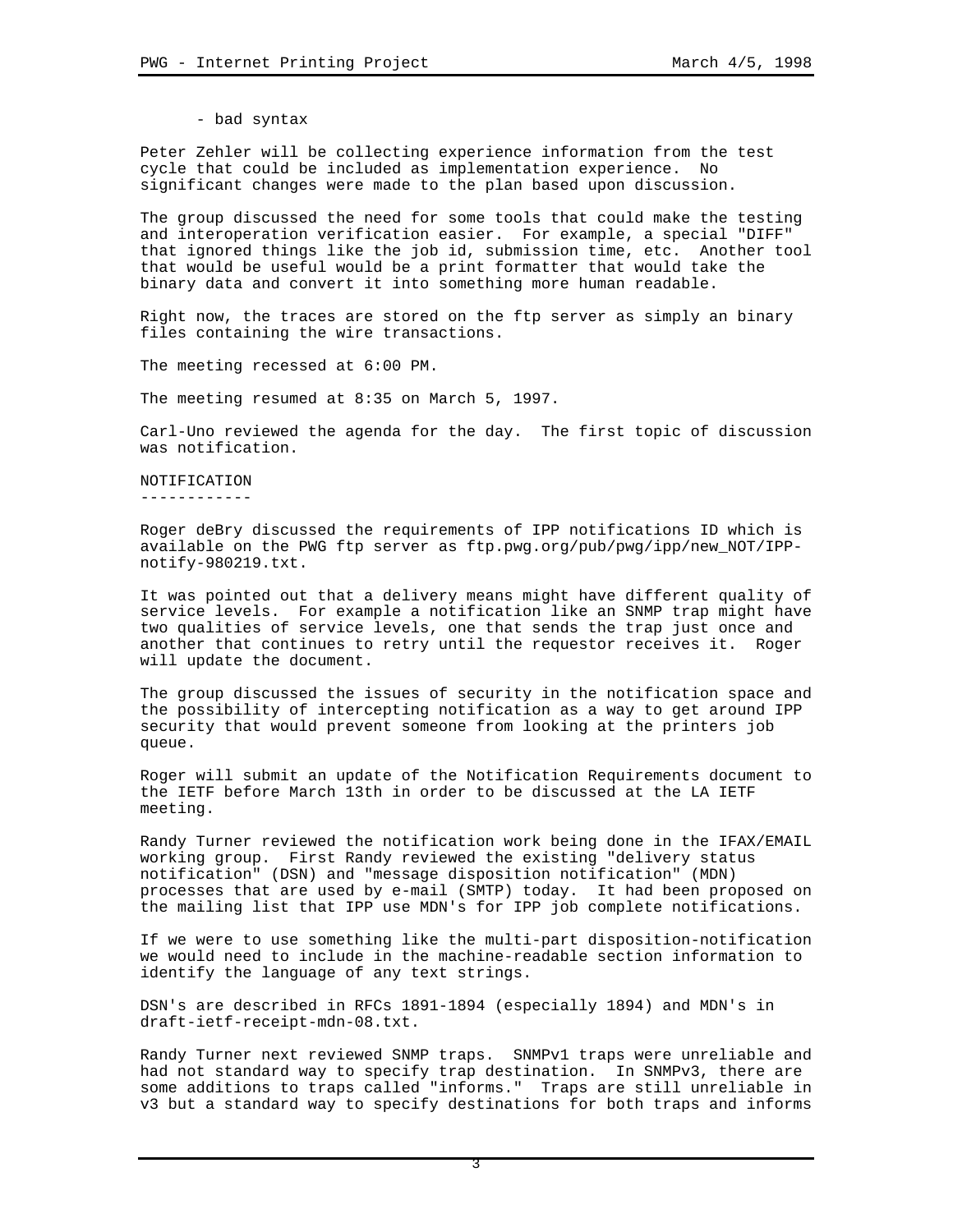- bad syntax

Peter Zehler will be collecting experience information from the test cycle that could be included as implementation experience. No significant changes were made to the plan based upon discussion.

The group discussed the need for some tools that could make the testing and interoperation verification easier. For example, a special "DIFF" that ignored things like the job id, submission time, etc. Another tool that would be useful would be a print formatter that would take the binary data and convert it into something more human readable.

Right now, the traces are stored on the ftp server as simply an binary files containing the wire transactions.

The meeting recessed at 6:00 PM.

The meeting resumed at 8:35 on March 5, 1997.

Carl-Uno reviewed the agenda for the day. The first topic of discussion was notification.

## NOTIFICATION

Roger deBry discussed the requirements of IPP notifications ID which is available on the PWG ftp server as ftp.pwg.org/pub/pwg/ipp/new_NOT/IPP-notify-980219.txt.

It was pointed out that a delivery means might have different quality of service levels. For example a notification like an SNMP trap might have two qualities of service levels, one that sends the trap just once and another that continues to retry until the requestor receives it. Roger will update the document.

The group discussed the issues of security in the notification space and the possibility of intercepting notification as a way to get around IPP security that would prevent someone from looking at the printers job queue.

Roger will submit an update of the Notification Requirements document to the IETF before March 13th in order to be discussed at the LA IETF meeting.

Randy Turner reviewed the notification work being done in the IFAX/EMAIL working group. First Randy reviewed the existing "delivery status notification" (DSN) and "message disposition notification" (MDN) processes that are used by e-mail (SMTP) today. It had been proposed on the mailing list that IPP use MDN's for IPP job complete notifications.

If we were to use something like the multi-part disposition-notification we would need to include in the machine-readable section information to identify the language of any text strings.

DSN's are described in RFCs 1891-1894 (especially 1894) and MDN's in draft-ietf-receipt-mdn-08.txt.

Randy Turner next reviewed SNMP traps. SNMPv1 traps were unreliable and had not standard way to specify trap destination. In SNMPv3, there are some additions to traps called "informs." Traps are still unreliable in v3 but a standard way to specify destinations for both traps and informs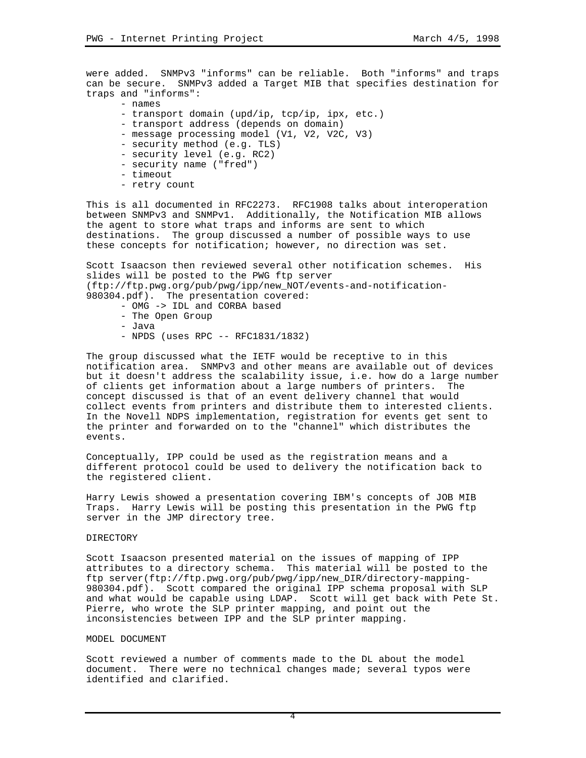were added. SNMPv3 "informs" can be reliable. Both "informs" and traps can be secure. SNMPv3 added a Target MIB that specifies destination for traps and "informs":

- names
- transport domain (upd/ip, tcp/ip, ipx, etc.)
- transport address (depends on domain)
- message processing model (V1, V2, V2C, V3)
- security method (e.g. TLS)
- security level (e.g. RC2)
- security name ("fred")
- timeout
- retry count

This is all documented in RFC2273. RFC1908 talks about interoperation between SNMPv3 and SNMPv1. Additionally, the Notification MIB allows the agent to store what traps and informs are sent to which destinations. The group discussed a number of possible ways to use these concepts for notification; however, no direction was set.

Scott Isaacson then reviewed several other notification schemes. His slides will be posted to the PWG ftp server (ftp://ftp.pwg.org/pub/pwg/ipp/new_NOT/events-and-notification-980304.pdf). The presentation covered:

- OMG -> IDL and CORBA based
- The Open Group
- Java
- NPDS (uses RPC -- RFC1831/1832)

The group discussed what the IETF would be receptive to in this notification area. SNMPv3 and other means are available out of devices but it doesn't address the scalability issue, i.e. how do a large number of clients get information about a large numbers of printers. The concept discussed is that of an event delivery channel that would collect events from printers and distribute them to interested clients. In the Novell NDPS implementation, registration for events get sent to the printer and forwarded on to the "channel" which distributes the events.

Conceptually, IPP could be used as the registration means and a different protocol could be used to delivery the notification back to the registered client.

Harry Lewis showed a presentation covering IBM's concepts of JOB MIB Traps. Harry Lewis will be posting this presentation in the PWG ftp server in the JMP directory tree.

## DIRECTORY

Scott Isaacson presented material on the issues of mapping of IPP attributes to a directory schema. This material will be posted to the ftp server(ftp://ftp.pwg.org/pub/pwg/ipp/new_DIR/directory-mapping-980304.pdf). Scott compared the original IPP schema proposal with SLP and what would be capable using LDAP. Scott will get back with Pete St. Pierre, who wrote the SLP printer mapping, and point out the inconsistencies between IPP and the SLP printer mapping.

## MODEL DOCUMENT

Scott reviewed a number of comments made to the DL about the model document. There were no technical changes made; several typos were identified and clarified.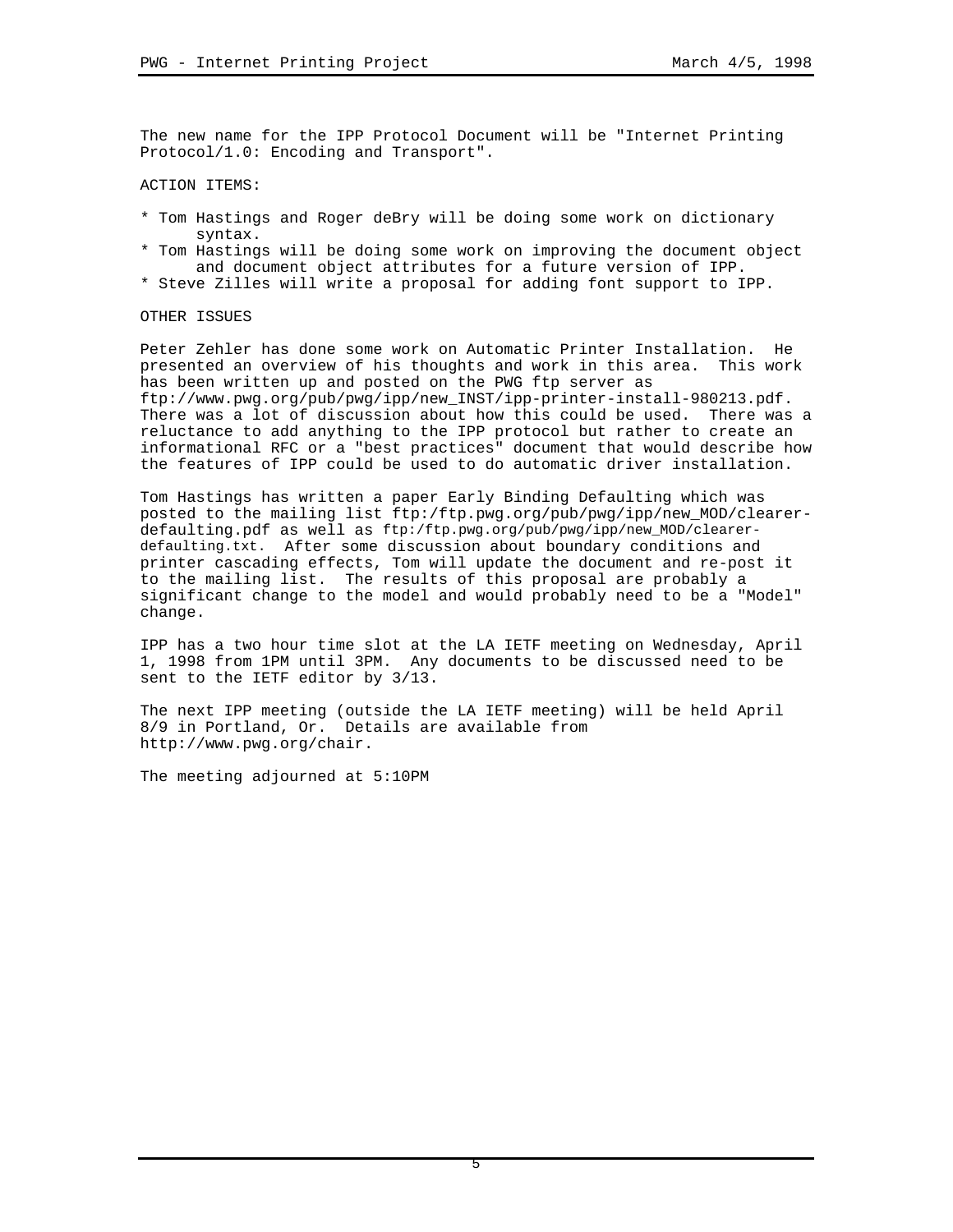The new name for the IPP Protocol Document will be "Internet Printing Protocol/1.0: Encoding and Transport".

ACTION ITEMS:

* Tom Hastings and Roger deBry will be doing some work on dictionary syntax.
* Tom Hastings will be doing some work on improving the document object and document object attributes for a future version of IPP.
* Steve Zilles will write a proposal for adding font support to IPP.

OTHER ISSUES

Peter Zehler has done some work on Automatic Printer Installation. He presented an overview of his thoughts and work in this area. This work has been written up and posted on the PWG ftp server as ftp://www.pwg.org/pub/pwg/ipp/new_INST/ipp-printer-install-980213.pdf. There was a lot of discussion about how this could be used. There was a reluctance to add anything to the IPP protocol but rather to create an informational RFC or a "best practices" document that would describe how the features of IPP could be used to do automatic driver installation.

Tom Hastings has written a paper Early Binding Defaulting which was posted to the mailing list ftp:/ftp.pwg.org/pub/pwg/ipp/new_MOD/clearer-defaulting.pdf as well as ftp:/ftp.pwg.org/pub/pwg/ipp/new_MOD/clearer-defaulting.txt. After some discussion about boundary conditions and printer cascading effects, Tom will update the document and re-post it to the mailing list. The results of this proposal are probably a significant change to the model and would probably need to be a "Model" change.

IPP has a two hour time slot at the LA IETF meeting on Wednesday, April 1, 1998 from 1PM until 3PM. Any documents to be discussed need to be sent to the IETF editor by 3/13.

The next IPP meeting (outside the LA IETF meeting) will be held April 8/9 in Portland, Or. Details are available from http://www.pwg.org/chair.

The meeting adjourned at 5:10PM